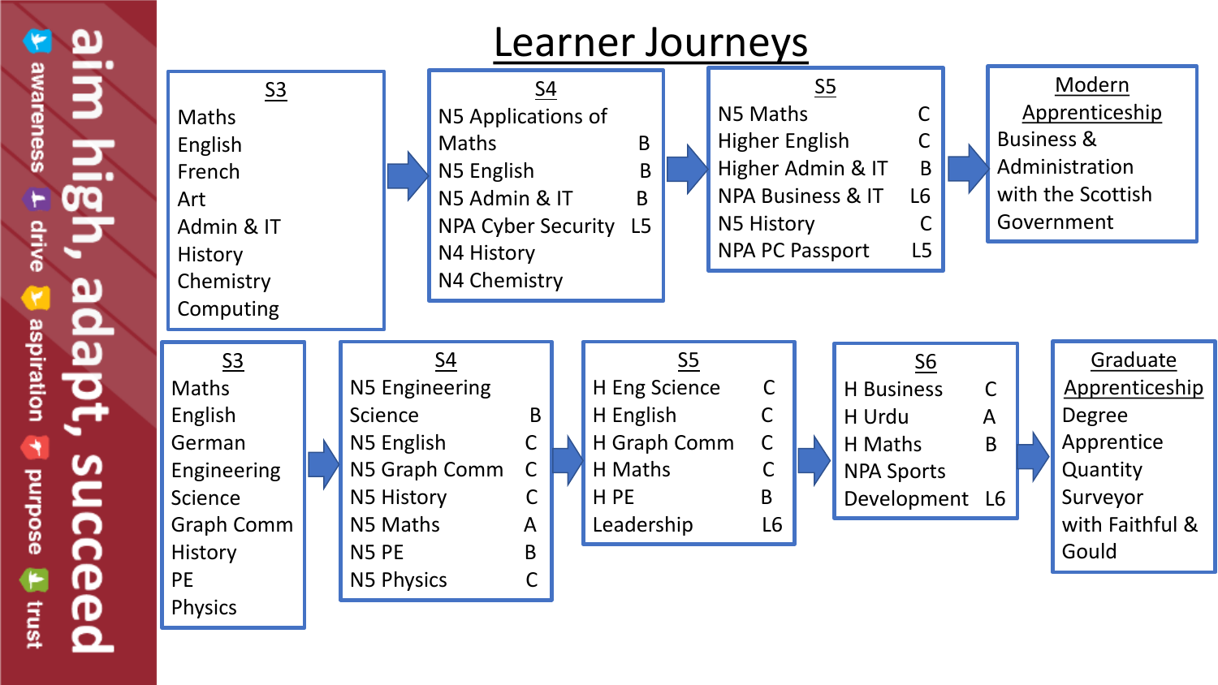aim high, adapt, succeed

awareness · drive · aspiration · purpose · trust

# Learner Journeys

## Journey 1

**S3**
- Maths
- English
- French
- Art
- Admin & IT
- History
- Chemistry
- Computing

→

**S4**

| Subject | Grade |
|---|---|
| N5 Applications of Maths | B |
| N5 English | B |
| N5 Admin & IT | B |
| NPA Cyber Security | L5 |
| N4 History | |
| N4 Chemistry | |

→

**S5**

| Subject | Grade |
|---|---|
| N5 Maths | C |
| Higher English | C |
| Higher Admin & IT | B |
| NPA Business & IT | L6 |
| N5 History | C |
| NPA PC Passport | L5 |

→

**Modern Apprenticeship**

Business & Administration with the Scottish Government

## Journey 2

**S3**
- Maths
- English
- German
- Engineering Science
- Graph Comm
- History
- PE
- Physics

→

**S4**

| Subject | Grade |
|---|---|
| N5 Engineering Science | B |
| N5 English | C |
| N5 Graph Comm | C |
| N5 History | C |
| N5 Maths | A |
| N5 PE | B |
| N5 Physics | C |

→

**S5**

| Subject | Grade |
|---|---|
| H Eng Science | C |
| H English | C |
| H Graph Comm | C |
| H Maths | C |
| H PE | B |
| Leadership | L6 |

→

**S6**

| Subject | Grade |
|---|---|
| H Business | C |
| H Urdu | A |
| H Maths | B |
| NPA Sports Development | L6 |

→

**Graduate Apprenticeship**

Degree Apprentice Quantity Surveyor with Faithful & Gould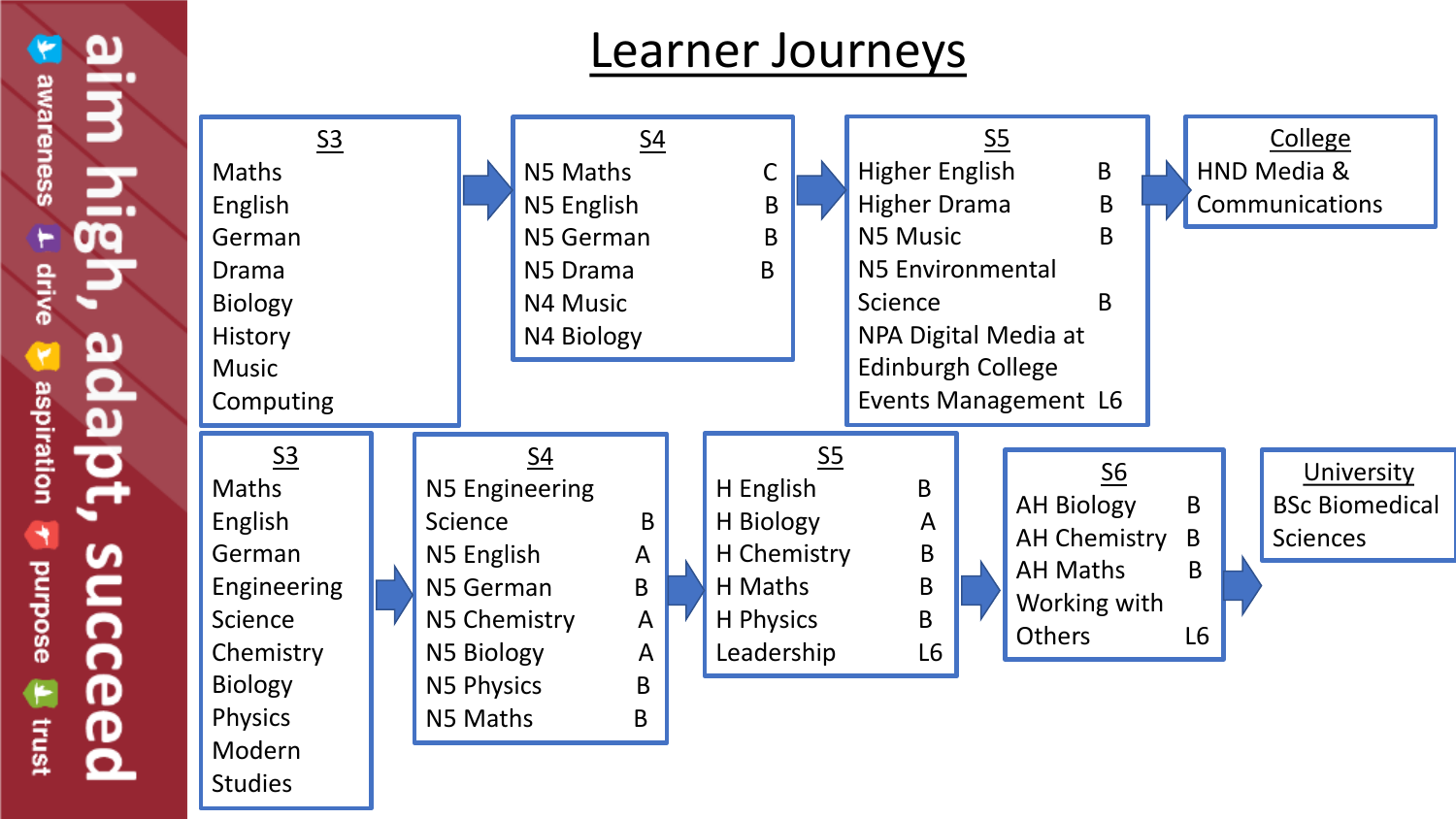# Learner Journeys

aim high, adapt, succeed

awareness · drive · aspiration · purpose · trust

## Learner Journey 1

**S3**

- Maths
- English
- German
- Drama
- Biology
- History
- Music
- Computing

→

**S4**

| | |
|---|---|
| N5 Maths | C |
| N5 English | B |
| N5 German | B |
| N5 Drama | B |
| N4 Music | |
| N4 Biology | |

→

**S5**

| | |
|---|---|
| Higher English | B |
| Higher Drama | B |
| N5 Music | B |
| N5 Environmental Science | B |
| NPA Digital Media at Edinburgh College | |
| Events Management | L6 |

→

**College**

HND Media & Communications

## Learner Journey 2

**S3**

- Maths
- English
- German
- Engineering Science
- Chemistry
- Biology
- Physics
- Modern Studies

→

**S4**

| | |
|---|---|
| N5 Engineering Science | B |
| N5 English | A |
| N5 German | B |
| N5 Chemistry | A |
| N5 Biology | A |
| N5 Physics | B |
| N5 Maths | B |

→

**S5**

| | |
|---|---|
| H English | B |
| H Biology | A |
| H Chemistry | B |
| H Maths | B |
| H Physics | B |
| Leadership | L6 |

→

**S6**

| | |
|---|---|
| AH Biology | B |
| AH Chemistry | B |
| AH Maths | B |
| Working with Others | L6 |

→

**University**

BSc Biomedical Sciences